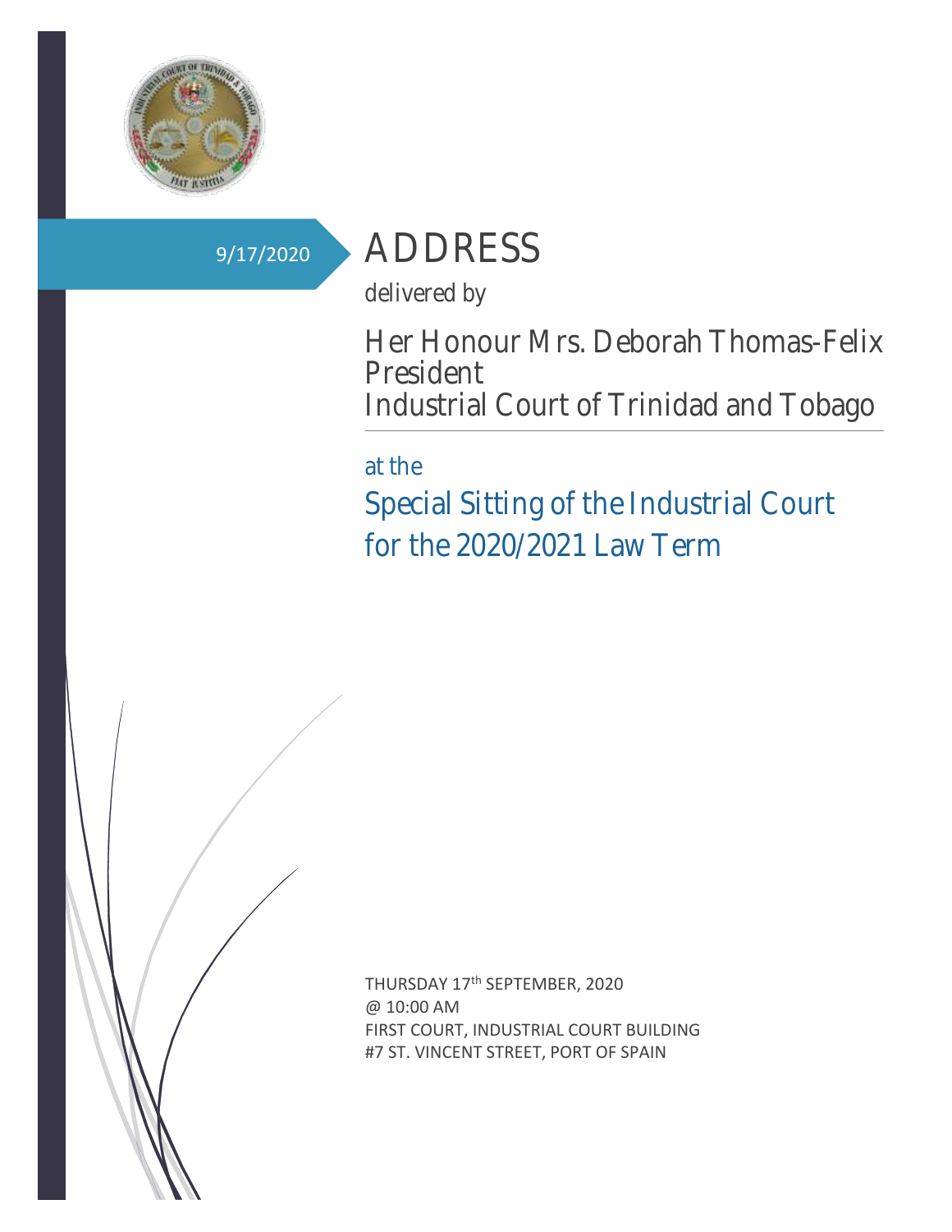9/17/2020

# ADDRESS

delivered by

## Her Honour Mrs. Deborah Thomas-Felix
## President
## Industrial Court of Trinidad and Tobago

at the

## Special Sitting of the Industrial Court for the 2020/2021 Law Term

THURSDAY 17th SEPTEMBER, 2020
@ 10:00 AM
FIRST COURT, INDUSTRIAL COURT BUILDING
#7 ST. VINCENT STREET, PORT OF SPAIN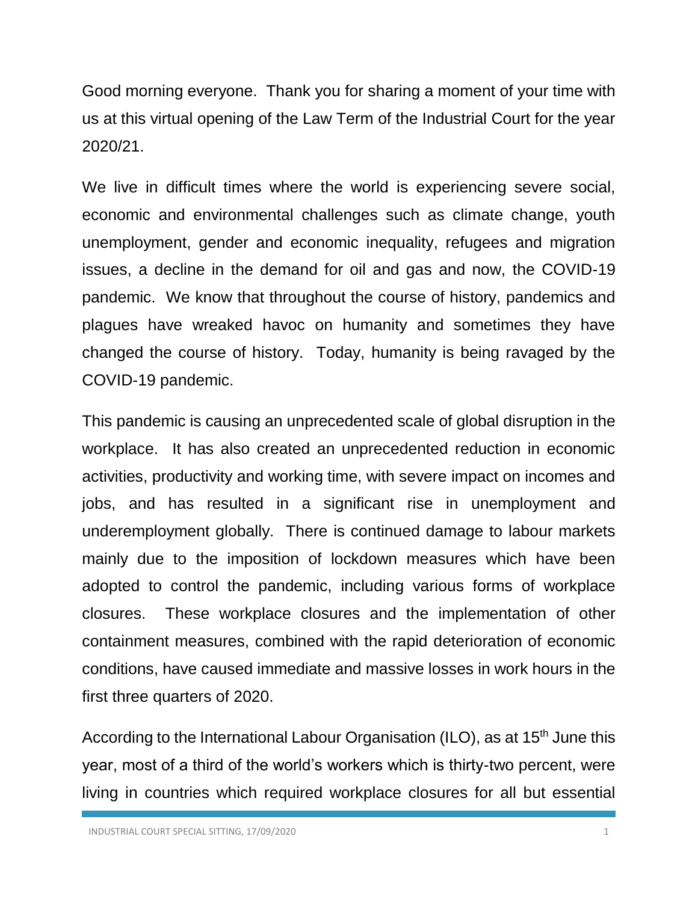Good morning everyone. Thank you for sharing a moment of your time with us at this virtual opening of the Law Term of the Industrial Court for the year 2020/21.

We live in difficult times where the world is experiencing severe social, economic and environmental challenges such as climate change, youth unemployment, gender and economic inequality, refugees and migration issues, a decline in the demand for oil and gas and now, the COVID-19 pandemic. We know that throughout the course of history, pandemics and plagues have wreaked havoc on humanity and sometimes they have changed the course of history. Today, humanity is being ravaged by the COVID-19 pandemic.

This pandemic is causing an unprecedented scale of global disruption in the workplace. It has also created an unprecedented reduction in economic activities, productivity and working time, with severe impact on incomes and jobs, and has resulted in a significant rise in unemployment and underemployment globally. There is continued damage to labour markets mainly due to the imposition of lockdown measures which have been adopted to control the pandemic, including various forms of workplace closures. These workplace closures and the implementation of other containment measures, combined with the rapid deterioration of economic conditions, have caused immediate and massive losses in work hours in the first three quarters of 2020.

According to the International Labour Organisation (ILO), as at 15th June this year, most of a third of the world's workers which is thirty-two percent, were living in countries which required workplace closures for all but essential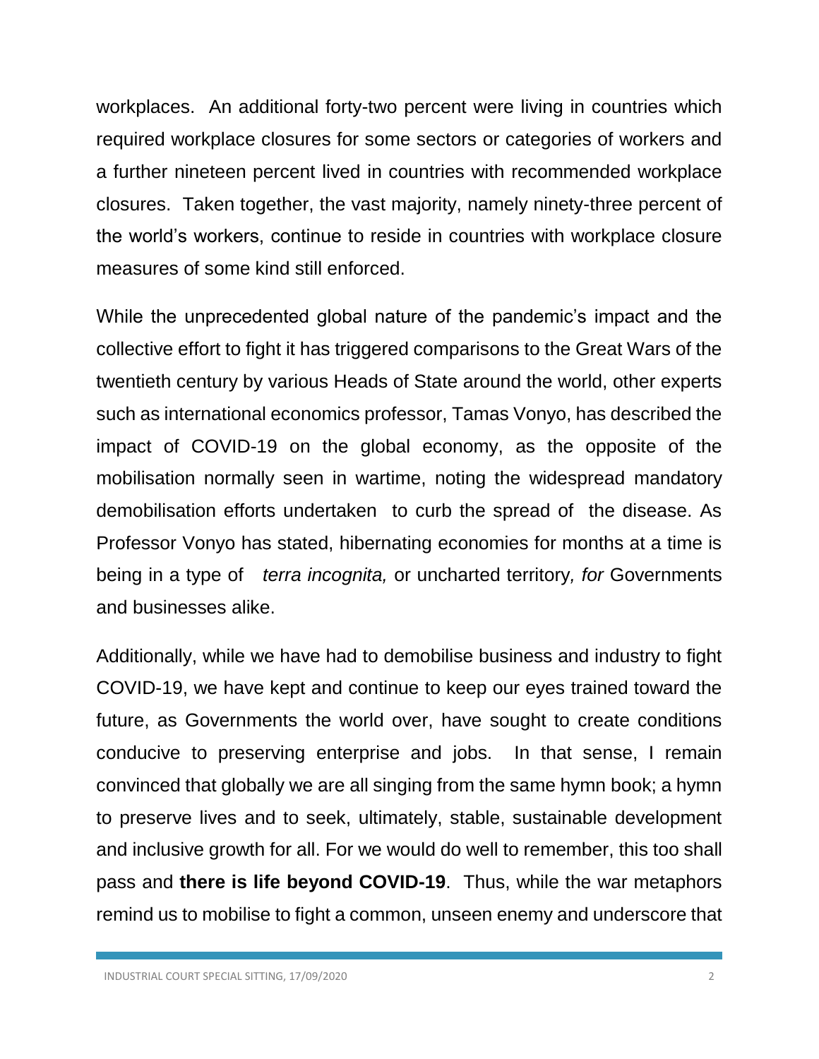workplaces. An additional forty-two percent were living in countries which required workplace closures for some sectors or categories of workers and a further nineteen percent lived in countries with recommended workplace closures. Taken together, the vast majority, namely ninety-three percent of the world's workers, continue to reside in countries with workplace closure measures of some kind still enforced.

While the unprecedented global nature of the pandemic's impact and the collective effort to fight it has triggered comparisons to the Great Wars of the twentieth century by various Heads of State around the world, other experts such as international economics professor, Tamas Vonyo, has described the impact of COVID-19 on the global economy, as the opposite of the mobilisation normally seen in wartime, noting the widespread mandatory demobilisation efforts undertaken to curb the spread of the disease. As Professor Vonyo has stated, hibernating economies for months at a time is being in a type of *terra incognita,* or uncharted territory*, for* Governments and businesses alike.

Additionally, while we have had to demobilise business and industry to fight COVID-19, we have kept and continue to keep our eyes trained toward the future, as Governments the world over, have sought to create conditions conducive to preserving enterprise and jobs. In that sense, I remain convinced that globally we are all singing from the same hymn book; a hymn to preserve lives and to seek, ultimately, stable, sustainable development and inclusive growth for all. For we would do well to remember, this too shall pass and **there is life beyond COVID-19**. Thus, while the war metaphors remind us to mobilise to fight a common, unseen enemy and underscore that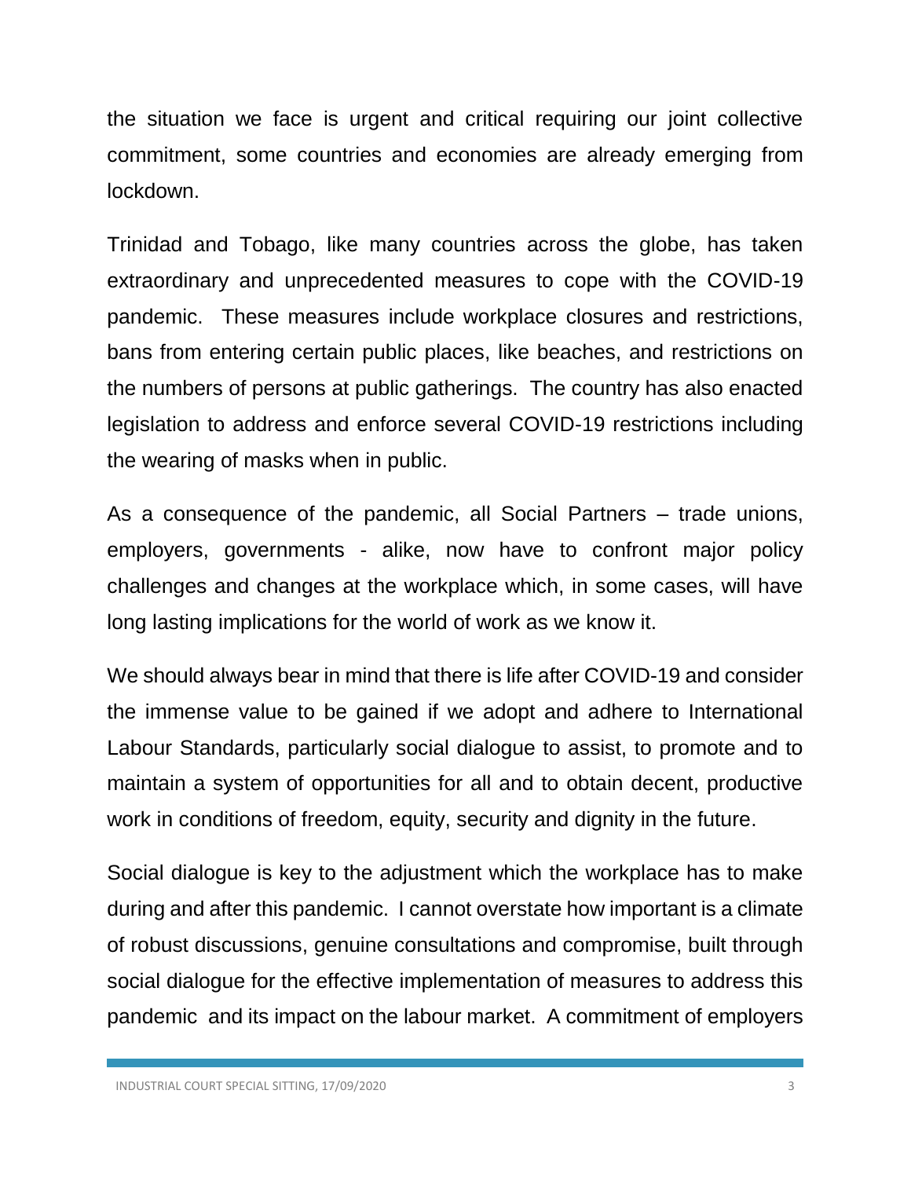the situation we face is urgent and critical requiring our joint collective commitment, some countries and economies are already emerging from lockdown.

Trinidad and Tobago, like many countries across the globe, has taken extraordinary and unprecedented measures to cope with the COVID-19 pandemic. These measures include workplace closures and restrictions, bans from entering certain public places, like beaches, and restrictions on the numbers of persons at public gatherings. The country has also enacted legislation to address and enforce several COVID-19 restrictions including the wearing of masks when in public.

As a consequence of the pandemic, all Social Partners – trade unions, employers, governments - alike, now have to confront major policy challenges and changes at the workplace which, in some cases, will have long lasting implications for the world of work as we know it.

We should always bear in mind that there is life after COVID-19 and consider the immense value to be gained if we adopt and adhere to International Labour Standards, particularly social dialogue to assist, to promote and to maintain a system of opportunities for all and to obtain decent, productive work in conditions of freedom, equity, security and dignity in the future.

Social dialogue is key to the adjustment which the workplace has to make during and after this pandemic. I cannot overstate how important is a climate of robust discussions, genuine consultations and compromise, built through social dialogue for the effective implementation of measures to address this pandemic and its impact on the labour market. A commitment of employers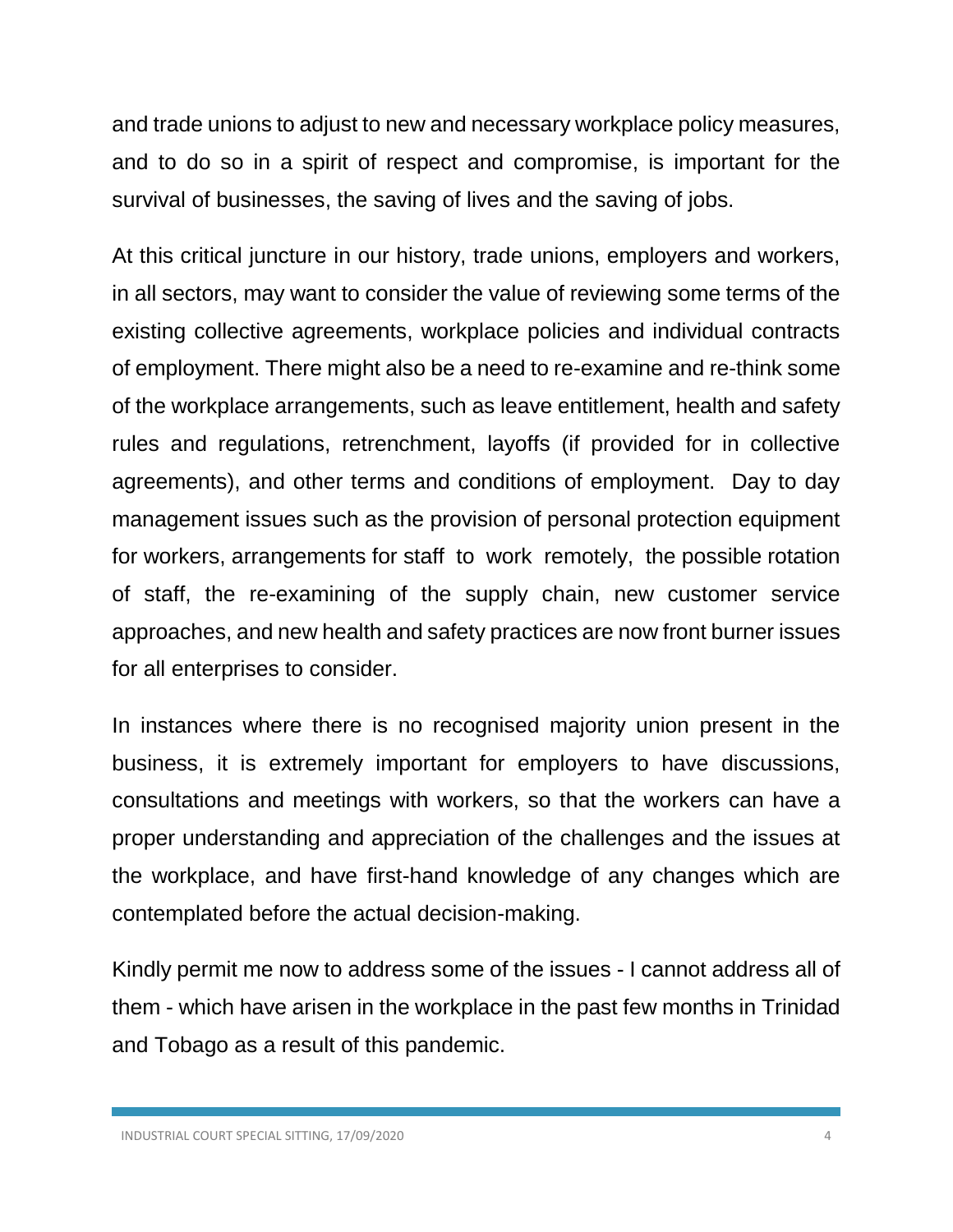and trade unions to adjust to new and necessary workplace policy measures, and to do so in a spirit of respect and compromise, is important for the survival of businesses, the saving of lives and the saving of jobs.

At this critical juncture in our history, trade unions, employers and workers, in all sectors, may want to consider the value of reviewing some terms of the existing collective agreements, workplace policies and individual contracts of employment. There might also be a need to re-examine and re-think some of the workplace arrangements, such as leave entitlement, health and safety rules and regulations, retrenchment, layoffs (if provided for in collective agreements), and other terms and conditions of employment. Day to day management issues such as the provision of personal protection equipment for workers, arrangements for staff to work remotely, the possible rotation of staff, the re-examining of the supply chain, new customer service approaches, and new health and safety practices are now front burner issues for all enterprises to consider.

In instances where there is no recognised majority union present in the business, it is extremely important for employers to have discussions, consultations and meetings with workers, so that the workers can have a proper understanding and appreciation of the challenges and the issues at the workplace, and have first-hand knowledge of any changes which are contemplated before the actual decision-making.

Kindly permit me now to address some of the issues - I cannot address all of them - which have arisen in the workplace in the past few months in Trinidad and Tobago as a result of this pandemic.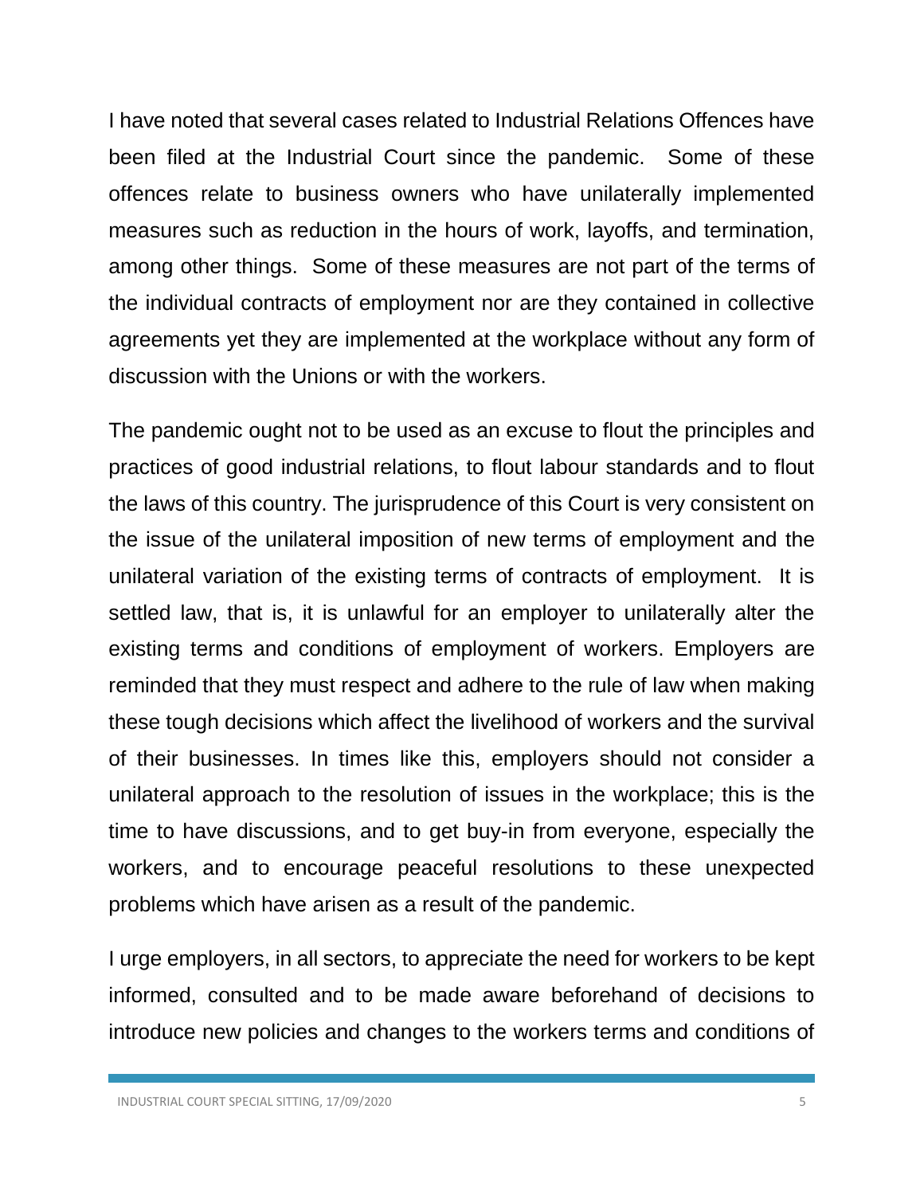I have noted that several cases related to Industrial Relations Offences have been filed at the Industrial Court since the pandemic. Some of these offences relate to business owners who have unilaterally implemented measures such as reduction in the hours of work, layoffs, and termination, among other things. Some of these measures are not part of the terms of the individual contracts of employment nor are they contained in collective agreements yet they are implemented at the workplace without any form of discussion with the Unions or with the workers.

The pandemic ought not to be used as an excuse to flout the principles and practices of good industrial relations, to flout labour standards and to flout the laws of this country. The jurisprudence of this Court is very consistent on the issue of the unilateral imposition of new terms of employment and the unilateral variation of the existing terms of contracts of employment. It is settled law, that is, it is unlawful for an employer to unilaterally alter the existing terms and conditions of employment of workers. Employers are reminded that they must respect and adhere to the rule of law when making these tough decisions which affect the livelihood of workers and the survival of their businesses. In times like this, employers should not consider a unilateral approach to the resolution of issues in the workplace; this is the time to have discussions, and to get buy-in from everyone, especially the workers, and to encourage peaceful resolutions to these unexpected problems which have arisen as a result of the pandemic.

I urge employers, in all sectors, to appreciate the need for workers to be kept informed, consulted and to be made aware beforehand of decisions to introduce new policies and changes to the workers terms and conditions of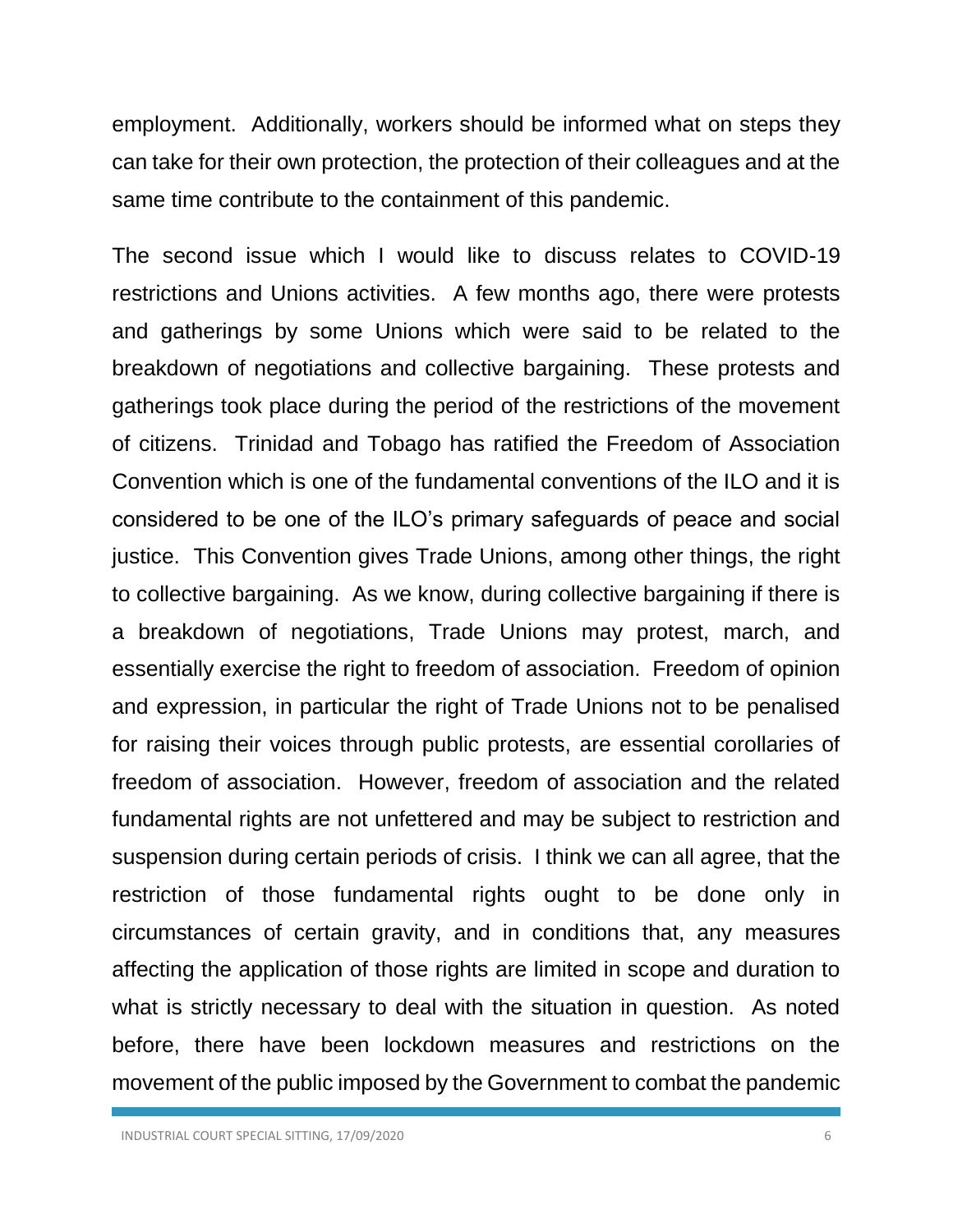employment. Additionally, workers should be informed what on steps they can take for their own protection, the protection of their colleagues and at the same time contribute to the containment of this pandemic.

The second issue which I would like to discuss relates to COVID-19 restrictions and Unions activities. A few months ago, there were protests and gatherings by some Unions which were said to be related to the breakdown of negotiations and collective bargaining. These protests and gatherings took place during the period of the restrictions of the movement of citizens. Trinidad and Tobago has ratified the Freedom of Association Convention which is one of the fundamental conventions of the ILO and it is considered to be one of the ILO's primary safeguards of peace and social justice. This Convention gives Trade Unions, among other things, the right to collective bargaining. As we know, during collective bargaining if there is a breakdown of negotiations, Trade Unions may protest, march, and essentially exercise the right to freedom of association. Freedom of opinion and expression, in particular the right of Trade Unions not to be penalised for raising their voices through public protests, are essential corollaries of freedom of association. However, freedom of association and the related fundamental rights are not unfettered and may be subject to restriction and suspension during certain periods of crisis. I think we can all agree, that the restriction of those fundamental rights ought to be done only in circumstances of certain gravity, and in conditions that, any measures affecting the application of those rights are limited in scope and duration to what is strictly necessary to deal with the situation in question. As noted before, there have been lockdown measures and restrictions on the movement of the public imposed by the Government to combat the pandemic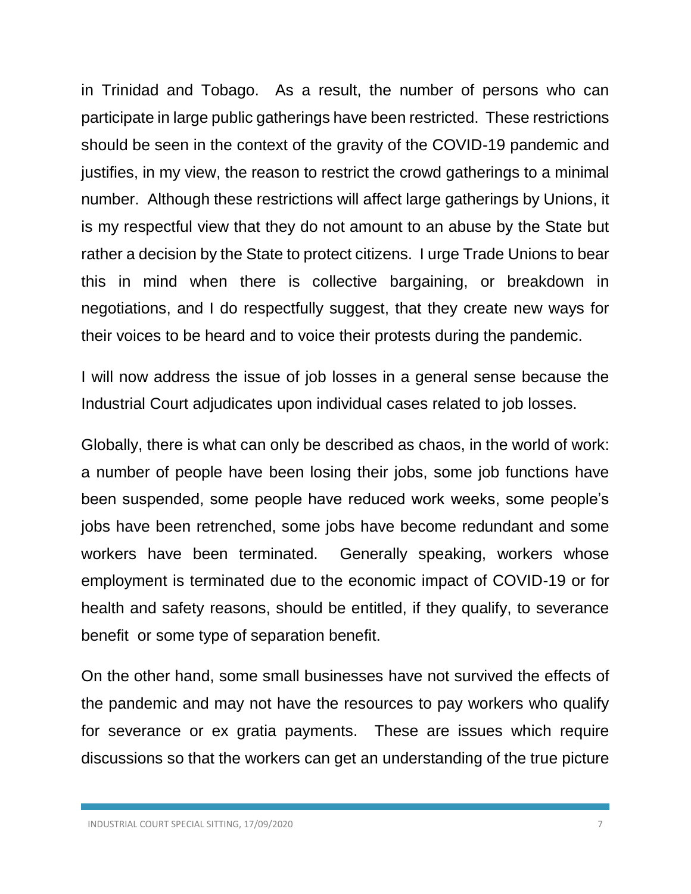in Trinidad and Tobago. As a result, the number of persons who can participate in large public gatherings have been restricted. These restrictions should be seen in the context of the gravity of the COVID-19 pandemic and justifies, in my view, the reason to restrict the crowd gatherings to a minimal number. Although these restrictions will affect large gatherings by Unions, it is my respectful view that they do not amount to an abuse by the State but rather a decision by the State to protect citizens. I urge Trade Unions to bear this in mind when there is collective bargaining, or breakdown in negotiations, and I do respectfully suggest, that they create new ways for their voices to be heard and to voice their protests during the pandemic.

I will now address the issue of job losses in a general sense because the Industrial Court adjudicates upon individual cases related to job losses.

Globally, there is what can only be described as chaos, in the world of work: a number of people have been losing their jobs, some job functions have been suspended, some people have reduced work weeks, some people's jobs have been retrenched, some jobs have become redundant and some workers have been terminated. Generally speaking, workers whose employment is terminated due to the economic impact of COVID-19 or for health and safety reasons, should be entitled, if they qualify, to severance benefit or some type of separation benefit.

On the other hand, some small businesses have not survived the effects of the pandemic and may not have the resources to pay workers who qualify for severance or ex gratia payments. These are issues which require discussions so that the workers can get an understanding of the true picture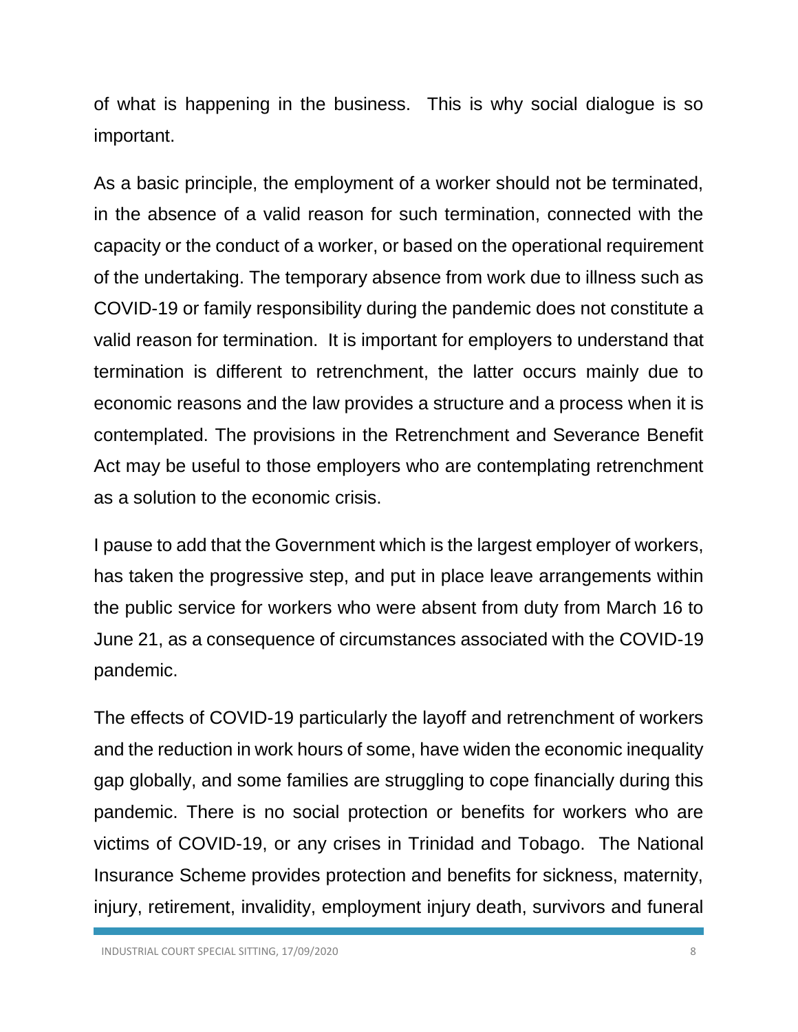of what is happening in the business. This is why social dialogue is so important.

As a basic principle, the employment of a worker should not be terminated, in the absence of a valid reason for such termination, connected with the capacity or the conduct of a worker, or based on the operational requirement of the undertaking. The temporary absence from work due to illness such as COVID-19 or family responsibility during the pandemic does not constitute a valid reason for termination. It is important for employers to understand that termination is different to retrenchment, the latter occurs mainly due to economic reasons and the law provides a structure and a process when it is contemplated. The provisions in the Retrenchment and Severance Benefit Act may be useful to those employers who are contemplating retrenchment as a solution to the economic crisis.

I pause to add that the Government which is the largest employer of workers, has taken the progressive step, and put in place leave arrangements within the public service for workers who were absent from duty from March 16 to June 21, as a consequence of circumstances associated with the COVID-19 pandemic.

The effects of COVID-19 particularly the layoff and retrenchment of workers and the reduction in work hours of some, have widen the economic inequality gap globally, and some families are struggling to cope financially during this pandemic. There is no social protection or benefits for workers who are victims of COVID-19, or any crises in Trinidad and Tobago. The National Insurance Scheme provides protection and benefits for sickness, maternity, injury, retirement, invalidity, employment injury death, survivors and funeral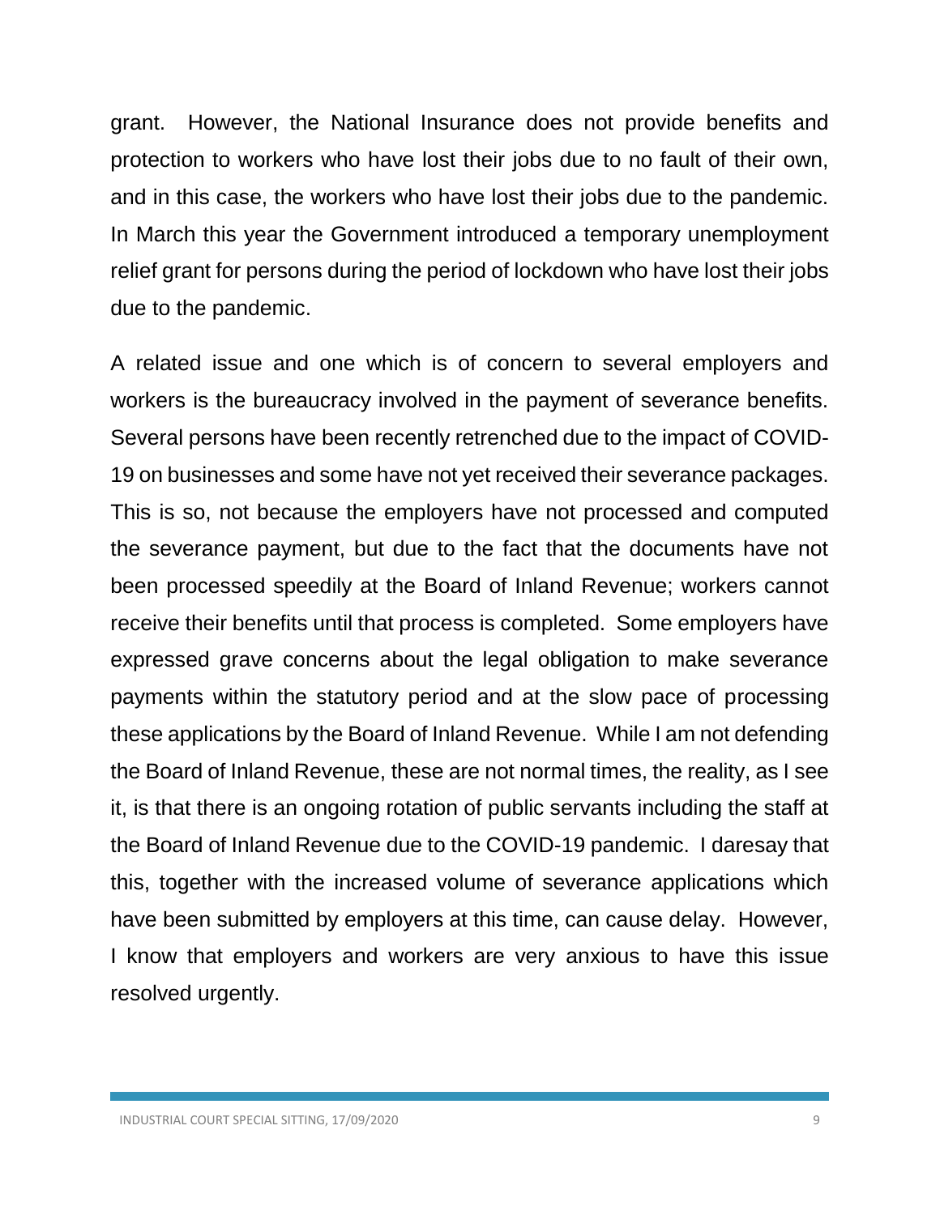grant. However, the National Insurance does not provide benefits and protection to workers who have lost their jobs due to no fault of their own, and in this case, the workers who have lost their jobs due to the pandemic. In March this year the Government introduced a temporary unemployment relief grant for persons during the period of lockdown who have lost their jobs due to the pandemic.

A related issue and one which is of concern to several employers and workers is the bureaucracy involved in the payment of severance benefits. Several persons have been recently retrenched due to the impact of COVID-19 on businesses and some have not yet received their severance packages. This is so, not because the employers have not processed and computed the severance payment, but due to the fact that the documents have not been processed speedily at the Board of Inland Revenue; workers cannot receive their benefits until that process is completed. Some employers have expressed grave concerns about the legal obligation to make severance payments within the statutory period and at the slow pace of processing these applications by the Board of Inland Revenue. While I am not defending the Board of Inland Revenue, these are not normal times, the reality, as I see it, is that there is an ongoing rotation of public servants including the staff at the Board of Inland Revenue due to the COVID-19 pandemic. I daresay that this, together with the increased volume of severance applications which have been submitted by employers at this time, can cause delay. However, I know that employers and workers are very anxious to have this issue resolved urgently.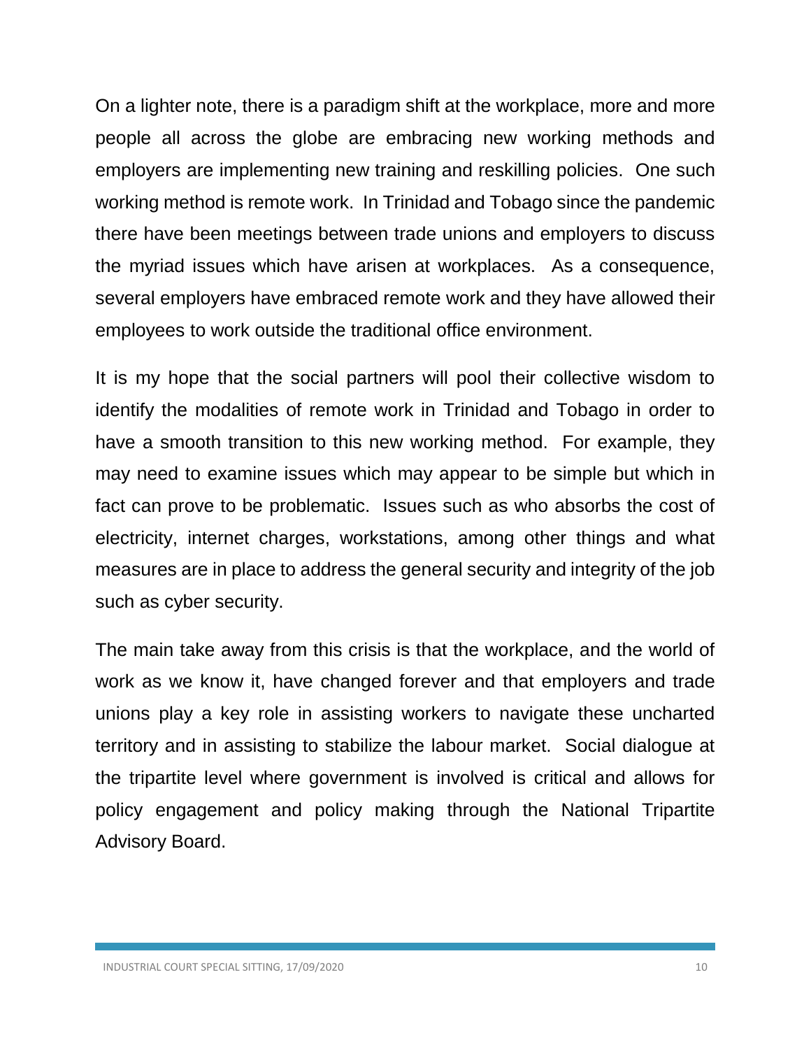On a lighter note, there is a paradigm shift at the workplace, more and more people all across the globe are embracing new working methods and employers are implementing new training and reskilling policies. One such working method is remote work. In Trinidad and Tobago since the pandemic there have been meetings between trade unions and employers to discuss the myriad issues which have arisen at workplaces. As a consequence, several employers have embraced remote work and they have allowed their employees to work outside the traditional office environment.

It is my hope that the social partners will pool their collective wisdom to identify the modalities of remote work in Trinidad and Tobago in order to have a smooth transition to this new working method. For example, they may need to examine issues which may appear to be simple but which in fact can prove to be problematic. Issues such as who absorbs the cost of electricity, internet charges, workstations, among other things and what measures are in place to address the general security and integrity of the job such as cyber security.

The main take away from this crisis is that the workplace, and the world of work as we know it, have changed forever and that employers and trade unions play a key role in assisting workers to navigate these uncharted territory and in assisting to stabilize the labour market. Social dialogue at the tripartite level where government is involved is critical and allows for policy engagement and policy making through the National Tripartite Advisory Board.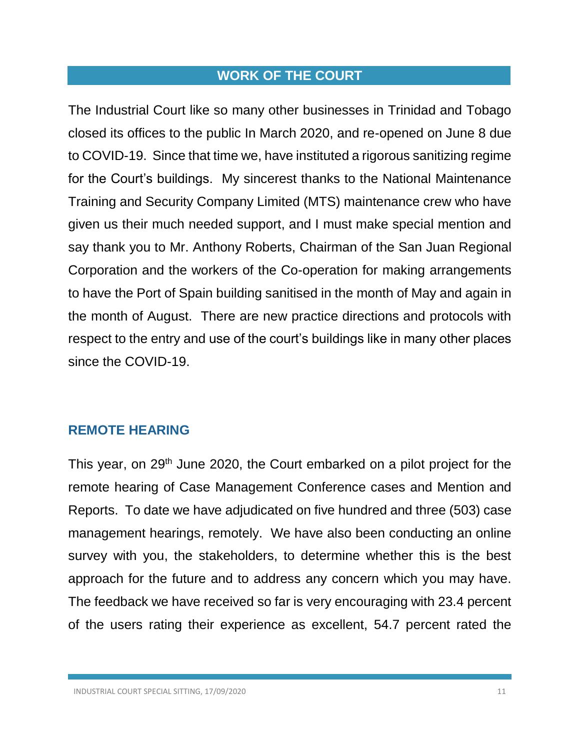## WORK OF THE COURT

The Industrial Court like so many other businesses in Trinidad and Tobago closed its offices to the public In March 2020, and re-opened on June 8 due to COVID-19. Since that time we, have instituted a rigorous sanitizing regime for the Court's buildings. My sincerest thanks to the National Maintenance Training and Security Company Limited (MTS) maintenance crew who have given us their much needed support, and I must make special mention and say thank you to Mr. Anthony Roberts, Chairman of the San Juan Regional Corporation and the workers of the Co-operation for making arrangements to have the Port of Spain building sanitised in the month of May and again in the month of August. There are new practice directions and protocols with respect to the entry and use of the court's buildings like in many other places since the COVID-19.

### REMOTE HEARING

This year, on 29th June 2020, the Court embarked on a pilot project for the remote hearing of Case Management Conference cases and Mention and Reports. To date we have adjudicated on five hundred and three (503) case management hearings, remotely. We have also been conducting an online survey with you, the stakeholders, to determine whether this is the best approach for the future and to address any concern which you may have. The feedback we have received so far is very encouraging with 23.4 percent of the users rating their experience as excellent, 54.7 percent rated the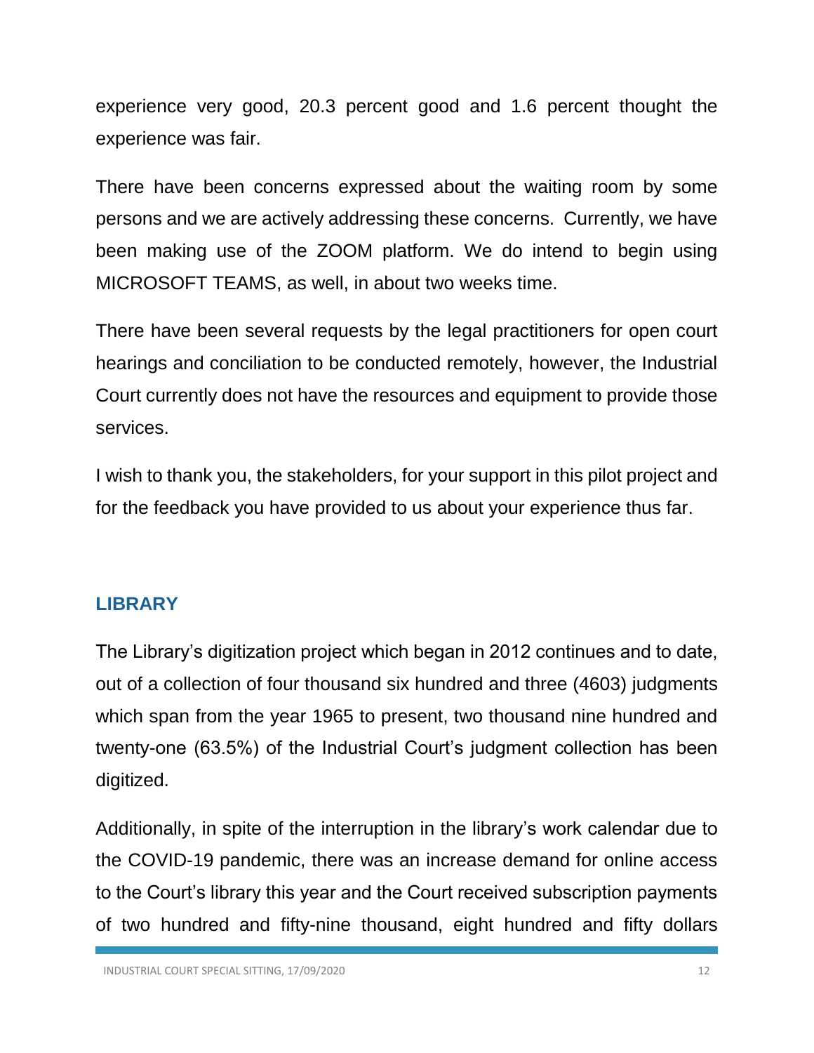experience very good, 20.3 percent good and 1.6 percent thought the experience was fair.

There have been concerns expressed about the waiting room by some persons and we are actively addressing these concerns. Currently, we have been making use of the ZOOM platform. We do intend to begin using MICROSOFT TEAMS, as well, in about two weeks time.

There have been several requests by the legal practitioners for open court hearings and conciliation to be conducted remotely, however, the Industrial Court currently does not have the resources and equipment to provide those services.

I wish to thank you, the stakeholders, for your support in this pilot project and for the feedback you have provided to us about your experience thus far.

## LIBRARY

The Library's digitization project which began in 2012 continues and to date, out of a collection of four thousand six hundred and three (4603) judgments which span from the year 1965 to present, two thousand nine hundred and twenty-one (63.5%) of the Industrial Court's judgment collection has been digitized.

Additionally, in spite of the interruption in the library's work calendar due to the COVID-19 pandemic, there was an increase demand for online access to the Court's library this year and the Court received subscription payments of two hundred and fifty-nine thousand, eight hundred and fifty dollars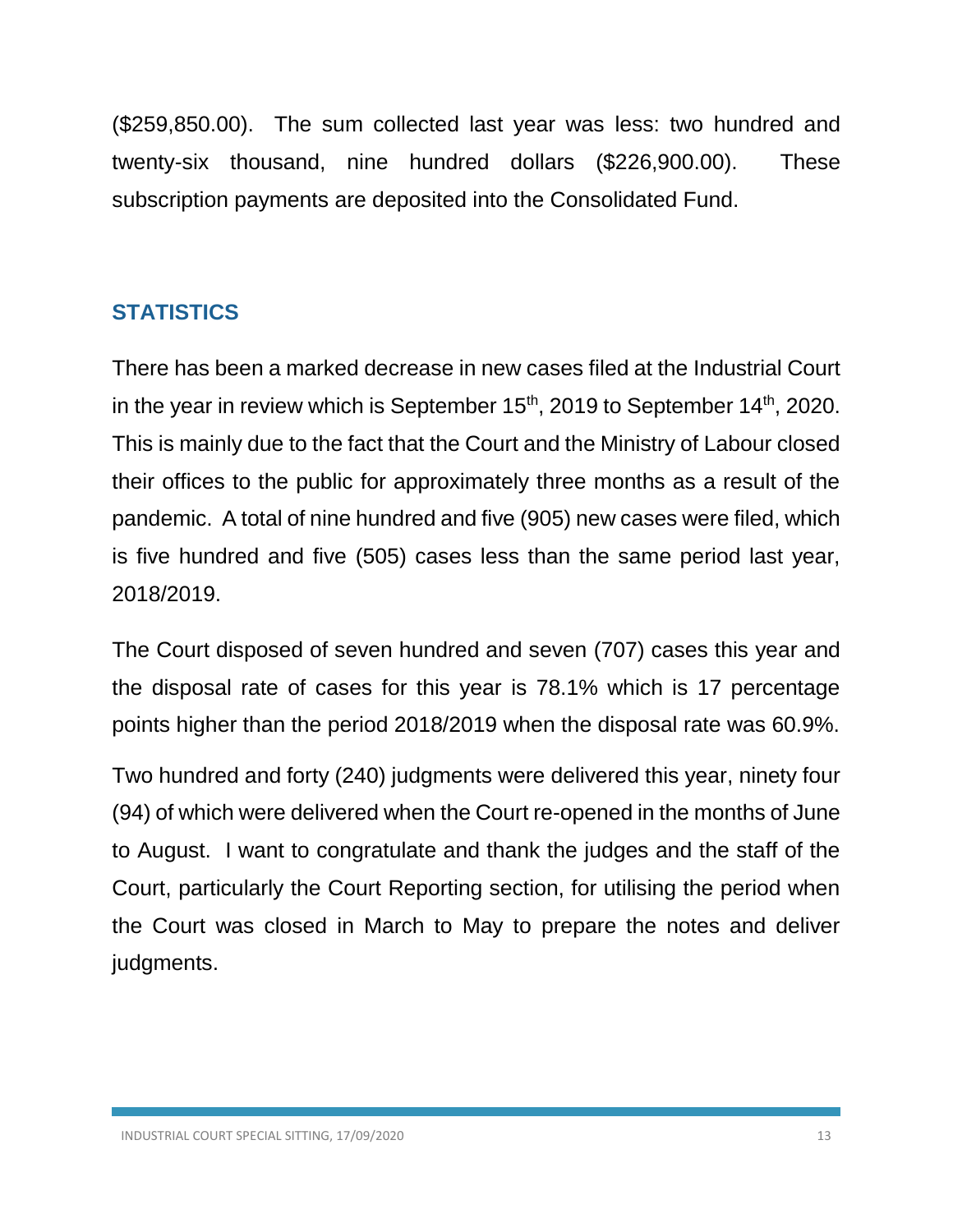($259,850.00). The sum collected last year was less: two hundred and twenty-six thousand, nine hundred dollars ($226,900.00). These subscription payments are deposited into the Consolidated Fund.

## STATISTICS

There has been a marked decrease in new cases filed at the Industrial Court in the year in review which is September 15th, 2019 to September 14th, 2020. This is mainly due to the fact that the Court and the Ministry of Labour closed their offices to the public for approximately three months as a result of the pandemic. A total of nine hundred and five (905) new cases were filed, which is five hundred and five (505) cases less than the same period last year, 2018/2019.

The Court disposed of seven hundred and seven (707) cases this year and the disposal rate of cases for this year is 78.1% which is 17 percentage points higher than the period 2018/2019 when the disposal rate was 60.9%.

Two hundred and forty (240) judgments were delivered this year, ninety four (94) of which were delivered when the Court re-opened in the months of June to August. I want to congratulate and thank the judges and the staff of the Court, particularly the Court Reporting section, for utilising the period when the Court was closed in March to May to prepare the notes and deliver judgments.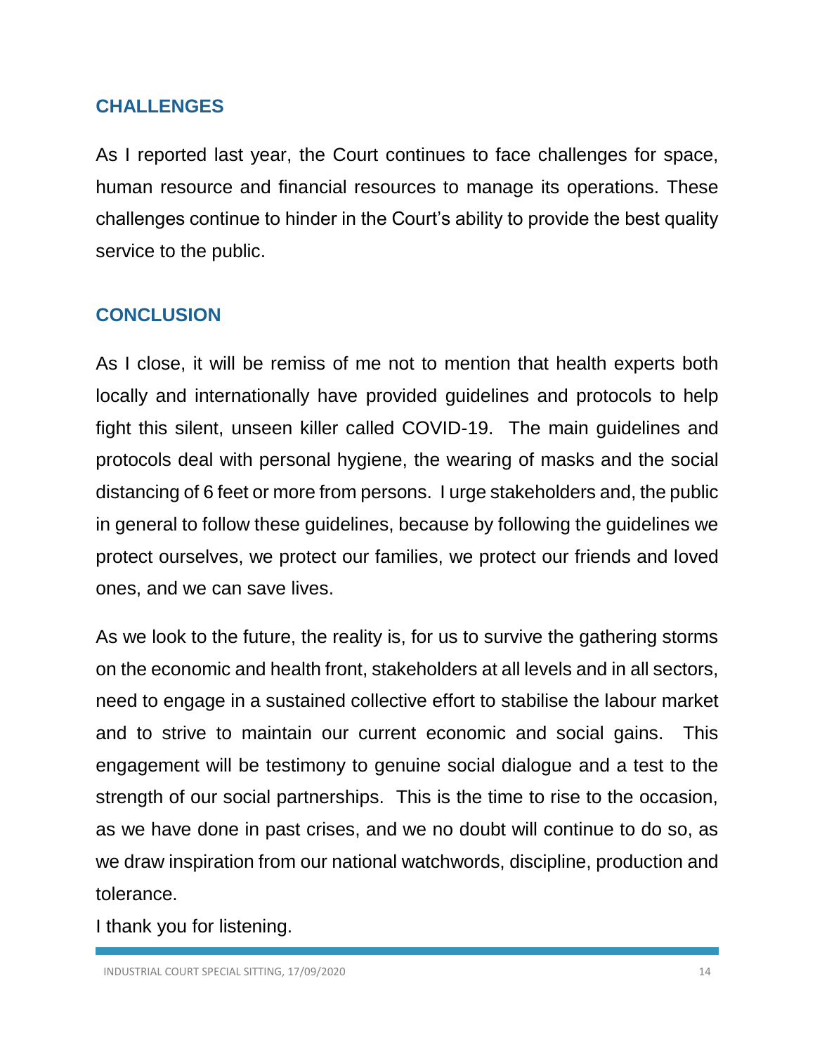## CHALLENGES

As I reported last year, the Court continues to face challenges for space, human resource and financial resources to manage its operations. These challenges continue to hinder in the Court's ability to provide the best quality service to the public.

## CONCLUSION

As I close, it will be remiss of me not to mention that health experts both locally and internationally have provided guidelines and protocols to help fight this silent, unseen killer called COVID-19. The main guidelines and protocols deal with personal hygiene, the wearing of masks and the social distancing of 6 feet or more from persons. I urge stakeholders and, the public in general to follow these guidelines, because by following the guidelines we protect ourselves, we protect our families, we protect our friends and loved ones, and we can save lives.

As we look to the future, the reality is, for us to survive the gathering storms on the economic and health front, stakeholders at all levels and in all sectors, need to engage in a sustained collective effort to stabilise the labour market and to strive to maintain our current economic and social gains. This engagement will be testimony to genuine social dialogue and a test to the strength of our social partnerships. This is the time to rise to the occasion, as we have done in past crises, and we no doubt will continue to do so, as we draw inspiration from our national watchwords, discipline, production and tolerance.

I thank you for listening.